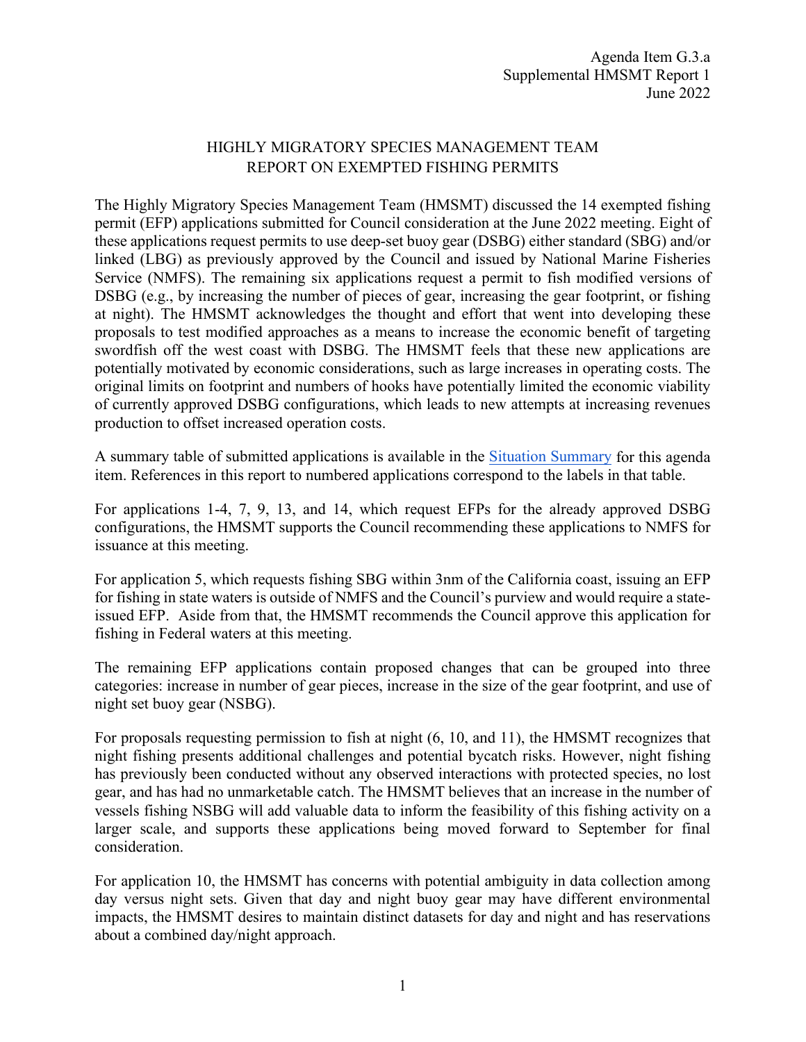Agenda Item G.3.a
Supplemental HMSMT Report 1
June 2022

# HIGHLY MIGRATORY SPECIES MANAGEMENT TEAM REPORT ON EXEMPTED FISHING PERMITS

The Highly Migratory Species Management Team (HMSMT) discussed the 14 exempted fishing permit (EFP) applications submitted for Council consideration at the June 2022 meeting. Eight of these applications request permits to use deep-set buoy gear (DSBG) either standard (SBG) and/or linked (LBG) as previously approved by the Council and issued by National Marine Fisheries Service (NMFS). The remaining six applications request a permit to fish modified versions of DSBG (e.g., by increasing the number of pieces of gear, increasing the gear footprint, or fishing at night). The HMSMT acknowledges the thought and effort that went into developing these proposals to test modified approaches as a means to increase the economic benefit of targeting swordfish off the west coast with DSBG. The HMSMT feels that these new applications are potentially motivated by economic considerations, such as large increases in operating costs. The original limits on footprint and numbers of hooks have potentially limited the economic viability of currently approved DSBG configurations, which leads to new attempts at increasing revenues production to offset increased operation costs.

A summary table of submitted applications is available in the [Situation Summary](#) for this agenda item. References in this report to numbered applications correspond to the labels in that table.

For applications 1-4, 7, 9, 13, and 14, which request EFPs for the already approved DSBG configurations, the HMSMT supports the Council recommending these applications to NMFS for issuance at this meeting.

For application 5, which requests fishing SBG within 3nm of the California coast, issuing an EFP for fishing in state waters is outside of NMFS and the Council's purview and would require a state-issued EFP. Aside from that, the HMSMT recommends the Council approve this application for fishing in Federal waters at this meeting.

The remaining EFP applications contain proposed changes that can be grouped into three categories: increase in number of gear pieces, increase in the size of the gear footprint, and use of night set buoy gear (NSBG).

For proposals requesting permission to fish at night (6, 10, and 11), the HMSMT recognizes that night fishing presents additional challenges and potential bycatch risks. However, night fishing has previously been conducted without any observed interactions with protected species, no lost gear, and has had no unmarketable catch. The HMSMT believes that an increase in the number of vessels fishing NSBG will add valuable data to inform the feasibility of this fishing activity on a larger scale, and supports these applications being moved forward to September for final consideration.

For application 10, the HMSMT has concerns with potential ambiguity in data collection among day versus night sets. Given that day and night buoy gear may have different environmental impacts, the HMSMT desires to maintain distinct datasets for day and night and has reservations about a combined day/night approach.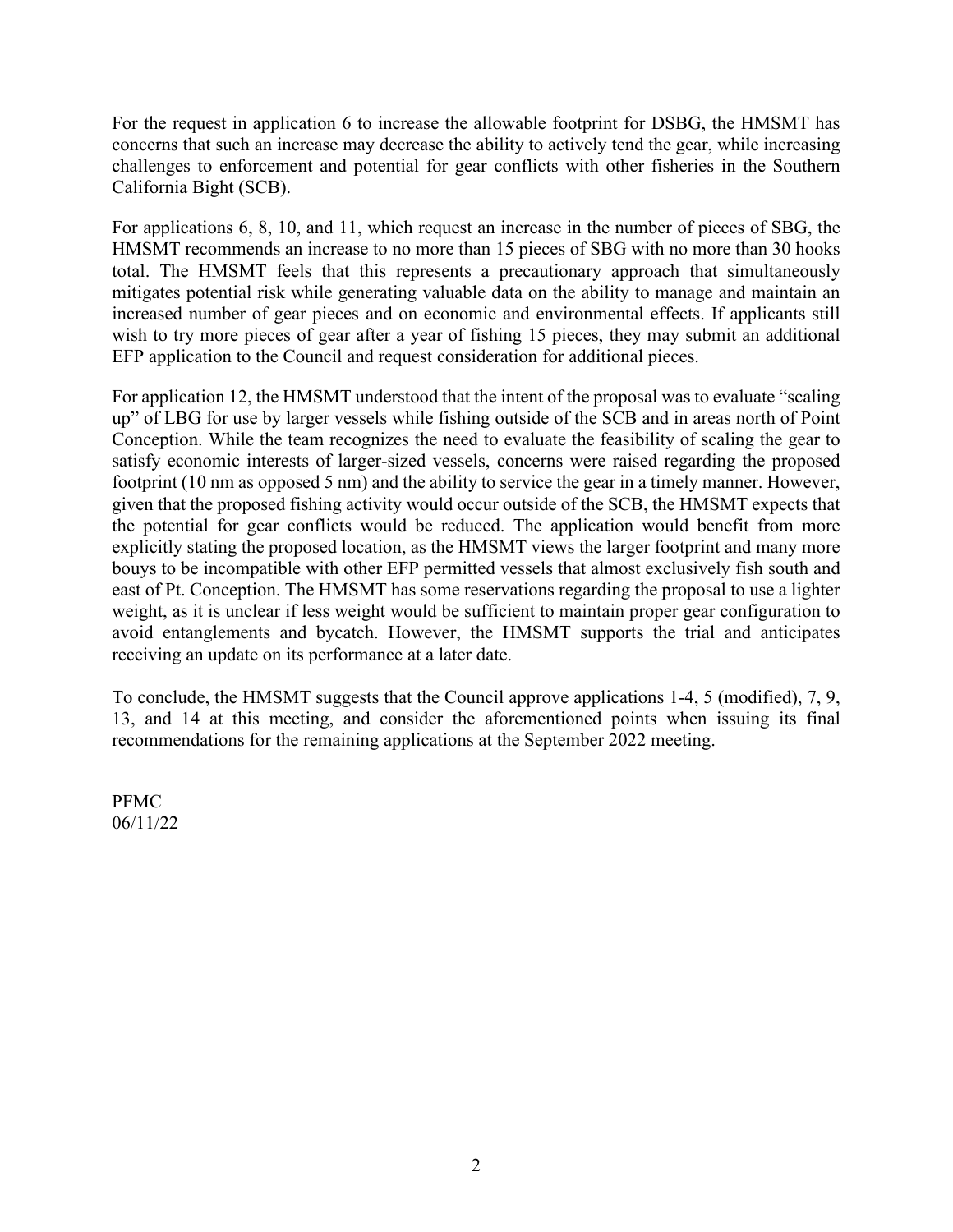For the request in application 6 to increase the allowable footprint for DSBG, the HMSMT has concerns that such an increase may decrease the ability to actively tend the gear, while increasing challenges to enforcement and potential for gear conflicts with other fisheries in the Southern California Bight (SCB).

For applications 6, 8, 10, and 11, which request an increase in the number of pieces of SBG, the HMSMT recommends an increase to no more than 15 pieces of SBG with no more than 30 hooks total. The HMSMT feels that this represents a precautionary approach that simultaneously mitigates potential risk while generating valuable data on the ability to manage and maintain an increased number of gear pieces and on economic and environmental effects. If applicants still wish to try more pieces of gear after a year of fishing 15 pieces, they may submit an additional EFP application to the Council and request consideration for additional pieces.

For application 12, the HMSMT understood that the intent of the proposal was to evaluate "scaling up" of LBG for use by larger vessels while fishing outside of the SCB and in areas north of Point Conception. While the team recognizes the need to evaluate the feasibility of scaling the gear to satisfy economic interests of larger-sized vessels, concerns were raised regarding the proposed footprint (10 nm as opposed 5 nm) and the ability to service the gear in a timely manner. However, given that the proposed fishing activity would occur outside of the SCB, the HMSMT expects that the potential for gear conflicts would be reduced. The application would benefit from more explicitly stating the proposed location, as the HMSMT views the larger footprint and many more bouys to be incompatible with other EFP permitted vessels that almost exclusively fish south and east of Pt. Conception. The HMSMT has some reservations regarding the proposal to use a lighter weight, as it is unclear if less weight would be sufficient to maintain proper gear configuration to avoid entanglements and bycatch. However, the HMSMT supports the trial and anticipates receiving an update on its performance at a later date.

To conclude, the HMSMT suggests that the Council approve applications 1-4, 5 (modified), 7, 9, 13, and 14 at this meeting, and consider the aforementioned points when issuing its final recommendations for the remaining applications at the September 2022 meeting.

PFMC
06/11/22